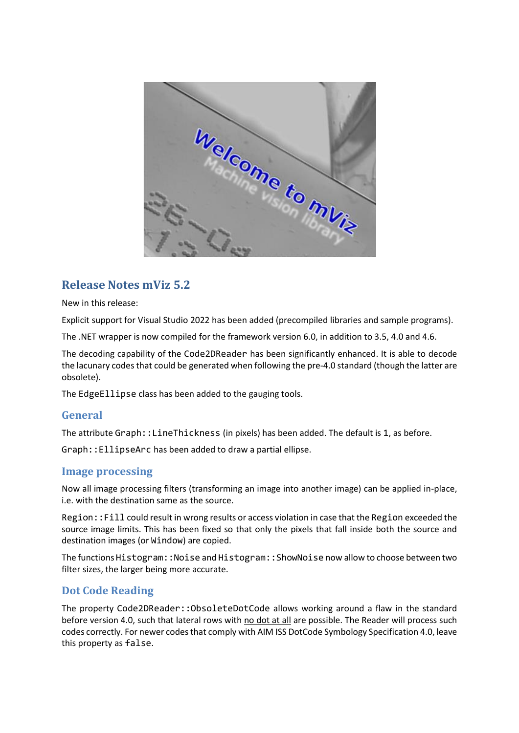## Release Notes mViz 5.2

New in this release:

Explicit support for Visual Studio 2022 has been added (precompiled libraries and sample programs).

The .NET wrapper is now compiled for the framework version 6.0, in addition to 3.5, 4.0 and 4.6.

The decoding capability of the `Code2DReader` has been significantly enhanced. It is able to decode the lacunary codes that could be generated when following the pre-4.0 standard (though the latter are obsolete).

The `EdgeEllipse` class has been added to the gauging tools.

### General

The attribute `Graph::LineThickness` (in pixels) has been added. The default is 1, as before.

`Graph::EllipseArc` has been added to draw a partial ellipse.

### Image processing

Now all image processing filters (transforming an image into another image) can be applied in-place, i.e. with the destination same as the source.

`Region::Fill` could result in wrong results or access violation in case that the `Region` exceeded the source image limits. This has been fixed so that only the pixels that fall inside both the source and destination images (or `Window`) are copied.

The functions `Histogram::Noise` and `Histogram::ShowNoise` now allow to choose between two filter sizes, the larger being more accurate.

### Dot Code Reading

The property `Code2DReader::ObsoleteDotCode` allows working around a flaw in the standard before version 4.0, such that lateral rows with no dot at all are possible. The Reader will process such codes correctly. For newer codes that comply with AIM ISS DotCode Symbology Specification 4.0, leave this property as `false`.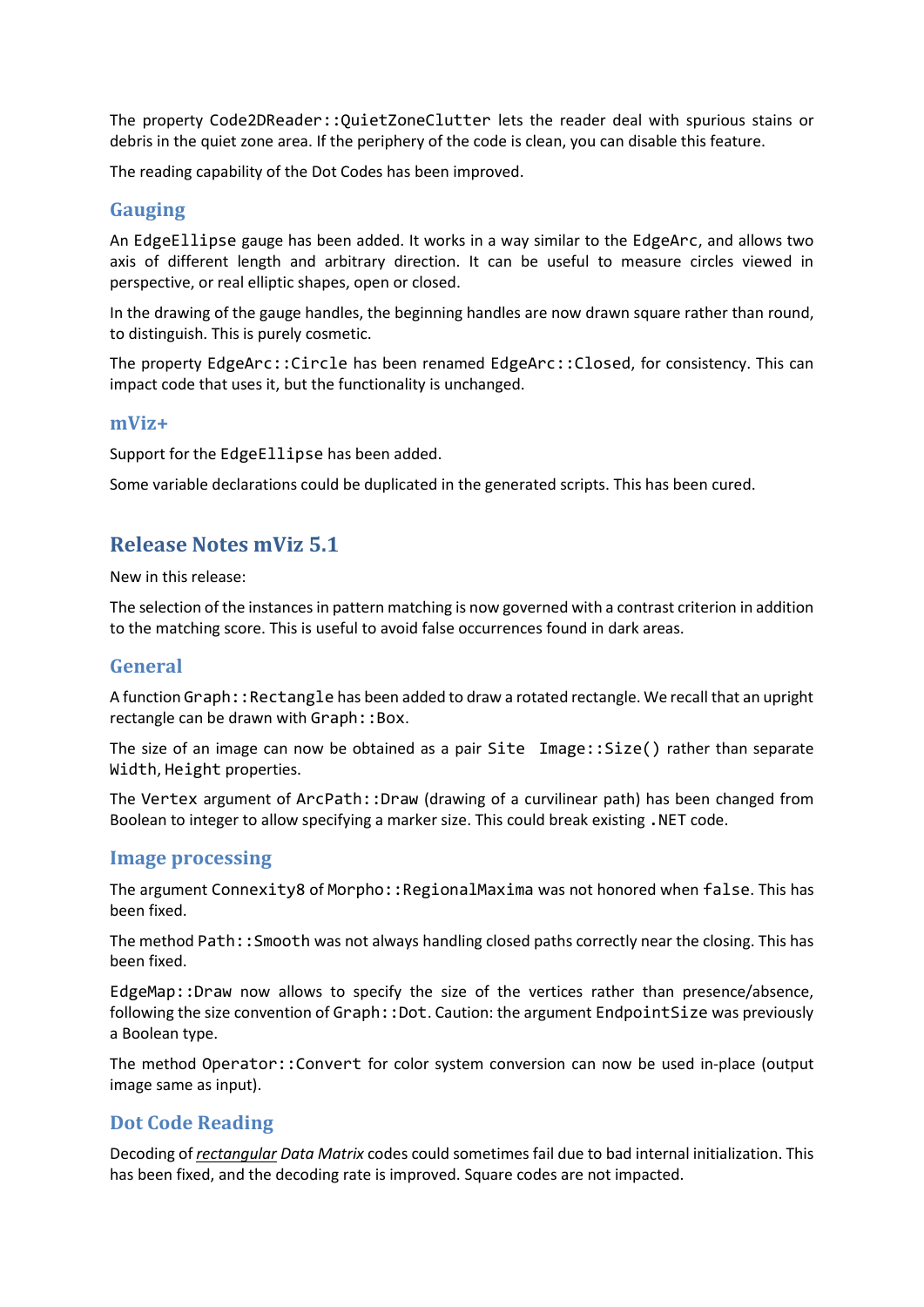The property `Code2DReader::QuietZoneClutter` lets the reader deal with spurious stains or debris in the quiet zone area. If the periphery of the code is clean, you can disable this feature.

The reading capability of the Dot Codes has been improved.

### Gauging

An `EdgeEllipse` gauge has been added. It works in a way similar to the `EdgeArc`, and allows two axis of different length and arbitrary direction. It can be useful to measure circles viewed in perspective, or real elliptic shapes, open or closed.

In the drawing of the gauge handles, the beginning handles are now drawn square rather than round, to distinguish. This is purely cosmetic.

The property `EdgeArc::Circle` has been renamed `EdgeArc::Closed`, for consistency. This can impact code that uses it, but the functionality is unchanged.

### mViz+

Support for the `EdgeEllipse` has been added.

Some variable declarations could be duplicated in the generated scripts. This has been cured.

## Release Notes mViz 5.1

New in this release:

The selection of the instances in pattern matching is now governed with a contrast criterion in addition to the matching score. This is useful to avoid false occurrences found in dark areas.

### General

A function `Graph::Rectangle` has been added to draw a rotated rectangle. We recall that an upright rectangle can be drawn with `Graph::Box`.

The size of an image can now be obtained as a pair `Site Image::Size()` rather than separate `Width`, `Height` properties.

The `Vertex` argument of `ArcPath::Draw` (drawing of a curvilinear path) has been changed from Boolean to integer to allow specifying a marker size. This could break existing `.NET` code.

### Image processing

The argument `Connexity8` of `Morpho::RegionalMaxima` was not honored when `false`. This has been fixed.

The method `Path::Smooth` was not always handling closed paths correctly near the closing. This has been fixed.

`EdgeMap::Draw` now allows to specify the size of the vertices rather than presence/absence, following the size convention of `Graph::Dot`. Caution: the argument `EndpointSize` was previously a Boolean type.

The method `Operator::Convert` for color system conversion can now be used in-place (output image same as input).

### Dot Code Reading

Decoding of *rectangular* *Data Matrix* codes could sometimes fail due to bad internal initialization. This has been fixed, and the decoding rate is improved. Square codes are not impacted.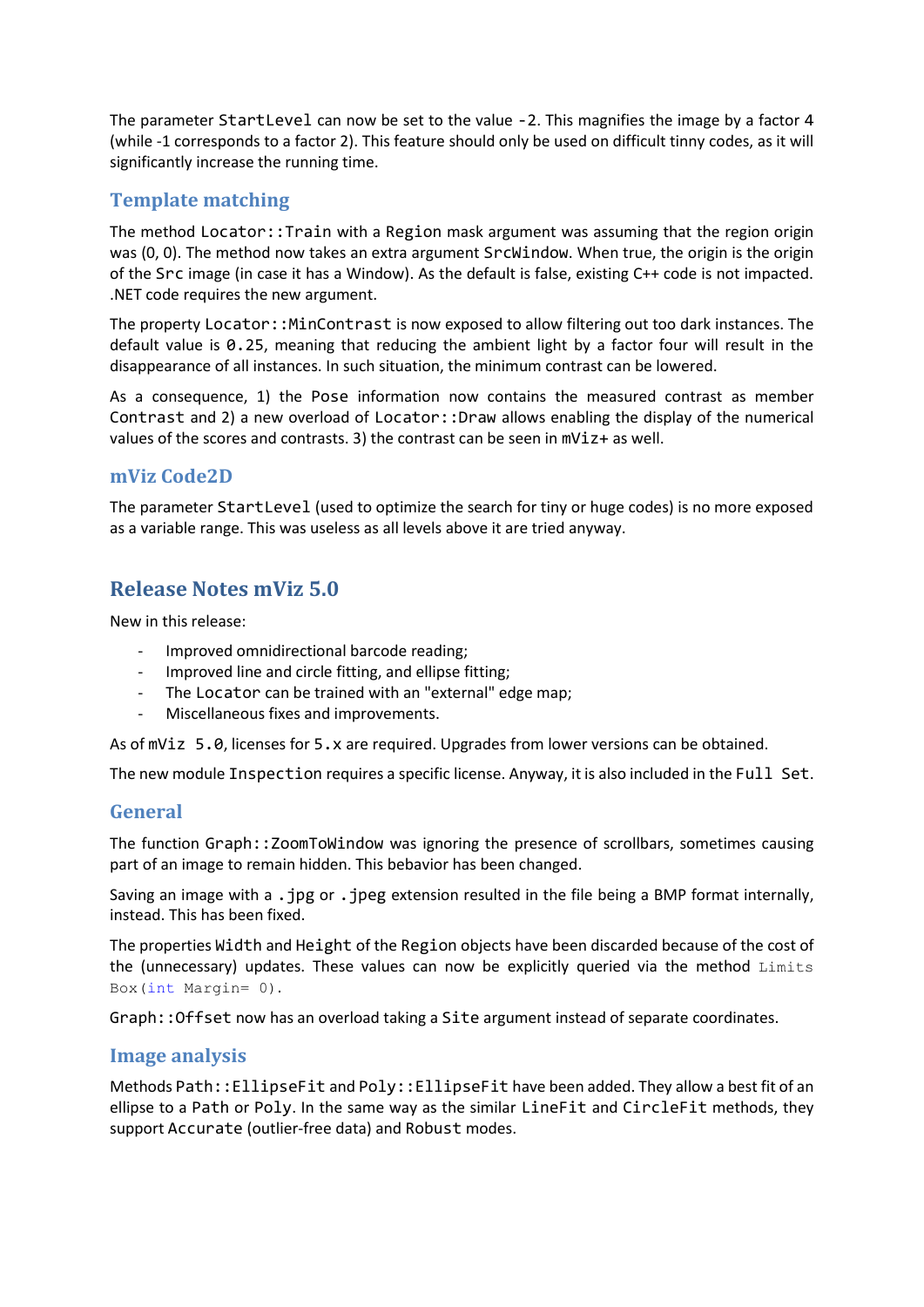The parameter `StartLevel` can now be set to the value `-2`. This magnifies the image by a factor 4 (while -1 corresponds to a factor 2). This feature should only be used on difficult tinny codes, as it will significantly increase the running time.

### Template matching

The method `Locator::Train` with a `Region` mask argument was assuming that the region origin was (0, 0). The method now takes an extra argument `SrcWindow`. When true, the origin is the origin of the `Src` image (in case it has a Window). As the default is false, existing C++ code is not impacted. .NET code requires the new argument.

The property `Locator::MinContrast` is now exposed to allow filtering out too dark instances. The default value is `0.25`, meaning that reducing the ambient light by a factor four will result in the disappearance of all instances. In such situation, the minimum contrast can be lowered.

As a consequence, 1) the `Pose` information now contains the measured contrast as member `Contrast` and 2) a new overload of `Locator::Draw` allows enabling the display of the numerical values of the scores and contrasts. 3) the contrast can be seen in `mViz+` as well.

### mViz Code2D

The parameter `StartLevel` (used to optimize the search for tiny or huge codes) is no more exposed as a variable range. This was useless as all levels above it are tried anyway.

## Release Notes mViz 5.0

New in this release:

- Improved omnidirectional barcode reading;
- Improved line and circle fitting, and ellipse fitting;
- The `Locator` can be trained with an "external" edge map;
- Miscellaneous fixes and improvements.

As of `mViz 5.0`, licenses for `5.x` are required. Upgrades from lower versions can be obtained.

The new module `Inspection` requires a specific license. Anyway, it is also included in the `Full Set`.

### General

The function `Graph::ZoomToWindow` was ignoring the presence of scrollbars, sometimes causing part of an image to remain hidden. This bebavior has been changed.

Saving an image with a `.jpg` or `.jpeg` extension resulted in the file being a BMP format internally, instead. This has been fixed.

The properties `Width` and `Height` of the `Region` objects have been discarded because of the cost of the (unnecessary) updates. These values can now be explicitly queried via the method `LimitsBox(int Margin= 0)`.

`Graph::Offset` now has an overload taking a `Site` argument instead of separate coordinates.

### Image analysis

Methods `Path::EllipseFit` and `Poly::EllipseFit` have been added. They allow a best fit of an ellipse to a `Path` or `Poly`. In the same way as the similar `LineFit` and `CircleFit` methods, they support `Accurate` (outlier-free data) and `Robust` modes.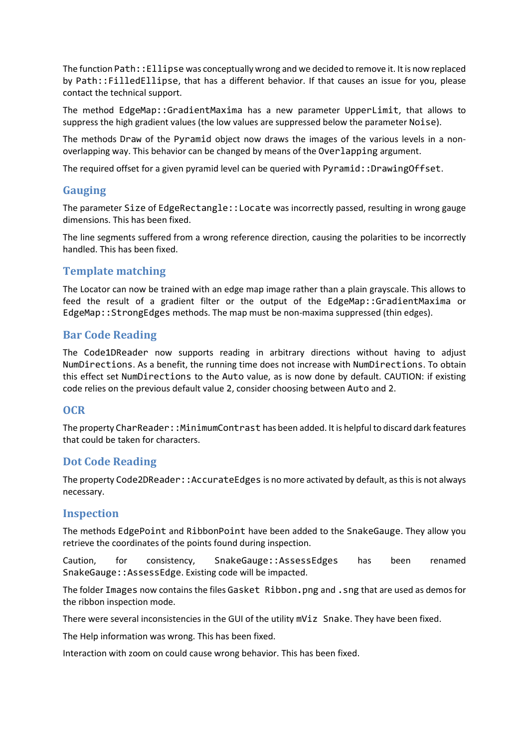The function Path::Ellipse was conceptually wrong and we decided to remove it. It is now replaced by Path::FilledEllipse, that has a different behavior. If that causes an issue for you, please contact the technical support.

The method EdgeMap::GradientMaxima has a new parameter UpperLimit, that allows to suppress the high gradient values (the low values are suppressed below the parameter Noise).

The methods Draw of the Pyramid object now draws the images of the various levels in a non-overlapping way. This behavior can be changed by means of the Overlapping argument.

The required offset for a given pyramid level can be queried with Pyramid::DrawingOffset.

## Gauging

The parameter Size of EdgeRectangle::Locate was incorrectly passed, resulting in wrong gauge dimensions. This has been fixed.

The line segments suffered from a wrong reference direction, causing the polarities to be incorrectly handled. This has been fixed.

## Template matching

The Locator can now be trained with an edge map image rather than a plain grayscale. This allows to feed the result of a gradient filter or the output of the EdgeMap::GradientMaxima or EdgeMap::StrongEdges methods. The map must be non-maxima suppressed (thin edges).

## Bar Code Reading

The Code1DReader now supports reading in arbitrary directions without having to adjust NumDirections. As a benefit, the running time does not increase with NumDirections. To obtain this effect set NumDirections to the Auto value, as is now done by default. CAUTION: if existing code relies on the previous default value 2, consider choosing between Auto and 2.

## OCR

The property CharReader::MinimumContrast has been added. It is helpful to discard dark features that could be taken for characters.

## Dot Code Reading

The property Code2DReader::AccurateEdges is no more activated by default, as this is not always necessary.

## Inspection

The methods EdgePoint and RibbonPoint have been added to the SnakeGauge. They allow you retrieve the coordinates of the points found during inspection.

Caution, for consistency, SnakeGauge::AssessEdges has been renamed SnakeGauge::AssessEdge. Existing code will be impacted.

The folder Images now contains the files Gasket Ribbon.png and .sng that are used as demos for the ribbon inspection mode.

There were several inconsistencies in the GUI of the utility mViz Snake. They have been fixed.

The Help information was wrong. This has been fixed.

Interaction with zoom on could cause wrong behavior. This has been fixed.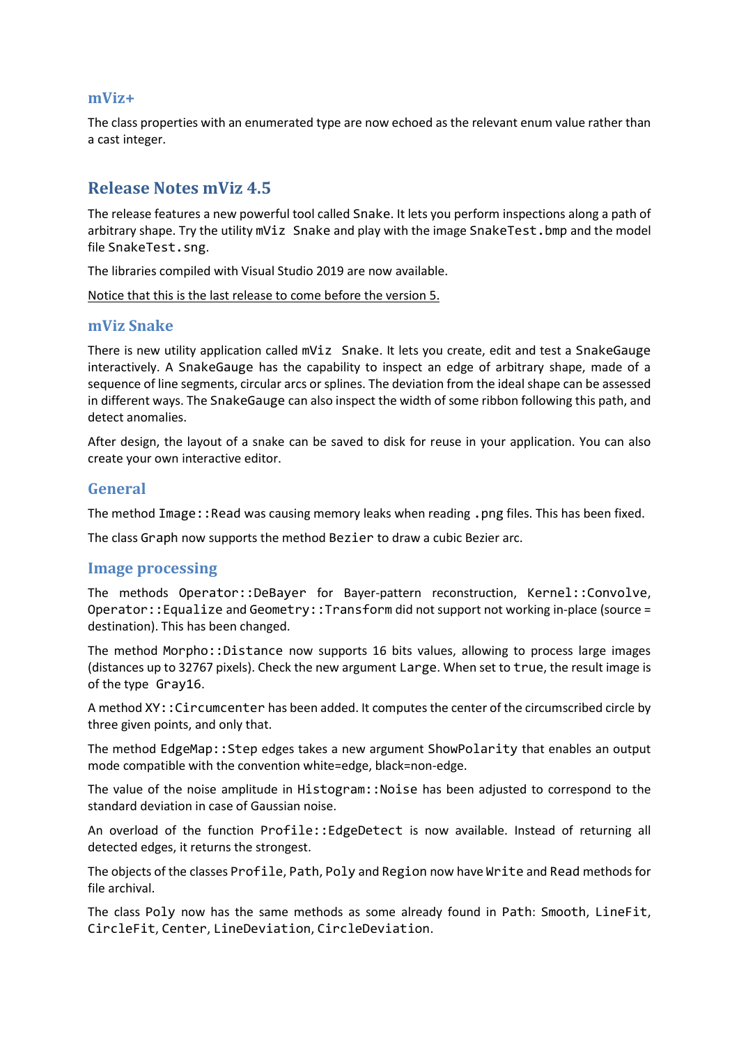### mViz+

The class properties with an enumerated type are now echoed as the relevant enum value rather than a cast integer.

## Release Notes mViz 4.5

The release features a new powerful tool called Snake. It lets you perform inspections along a path of arbitrary shape. Try the utility mViz Snake and play with the image SnakeTest.bmp and the model file SnakeTest.sng.

The libraries compiled with Visual Studio 2019 are now available.

Notice that this is the last release to come before the version 5.

### mViz Snake

There is new utility application called mViz Snake. It lets you create, edit and test a SnakeGauge interactively. A SnakeGauge has the capability to inspect an edge of arbitrary shape, made of a sequence of line segments, circular arcs or splines. The deviation from the ideal shape can be assessed in different ways. The SnakeGauge can also inspect the width of some ribbon following this path, and detect anomalies.

After design, the layout of a snake can be saved to disk for reuse in your application. You can also create your own interactive editor.

### General

The method Image::Read was causing memory leaks when reading .png files. This has been fixed.

The class Graph now supports the method Bezier to draw a cubic Bezier arc.

### Image processing

The methods Operator::DeBayer for Bayer-pattern reconstruction, Kernel::Convolve, Operator::Equalize and Geometry::Transform did not support not working in-place (source = destination). This has been changed.

The method Morpho::Distance now supports 16 bits values, allowing to process large images (distances up to 32767 pixels). Check the new argument Large. When set to true, the result image is of the type Gray16.

A method XY::Circumcenter has been added. It computes the center of the circumscribed circle by three given points, and only that.

The method EdgeMap::Step edges takes a new argument ShowPolarity that enables an output mode compatible with the convention white=edge, black=non-edge.

The value of the noise amplitude in Histogram::Noise has been adjusted to correspond to the standard deviation in case of Gaussian noise.

An overload of the function Profile::EdgeDetect is now available. Instead of returning all detected edges, it returns the strongest.

The objects of the classes Profile, Path, Poly and Region now have Write and Read methods for file archival.

The class Poly now has the same methods as some already found in Path: Smooth, LineFit, CircleFit, Center, LineDeviation, CircleDeviation.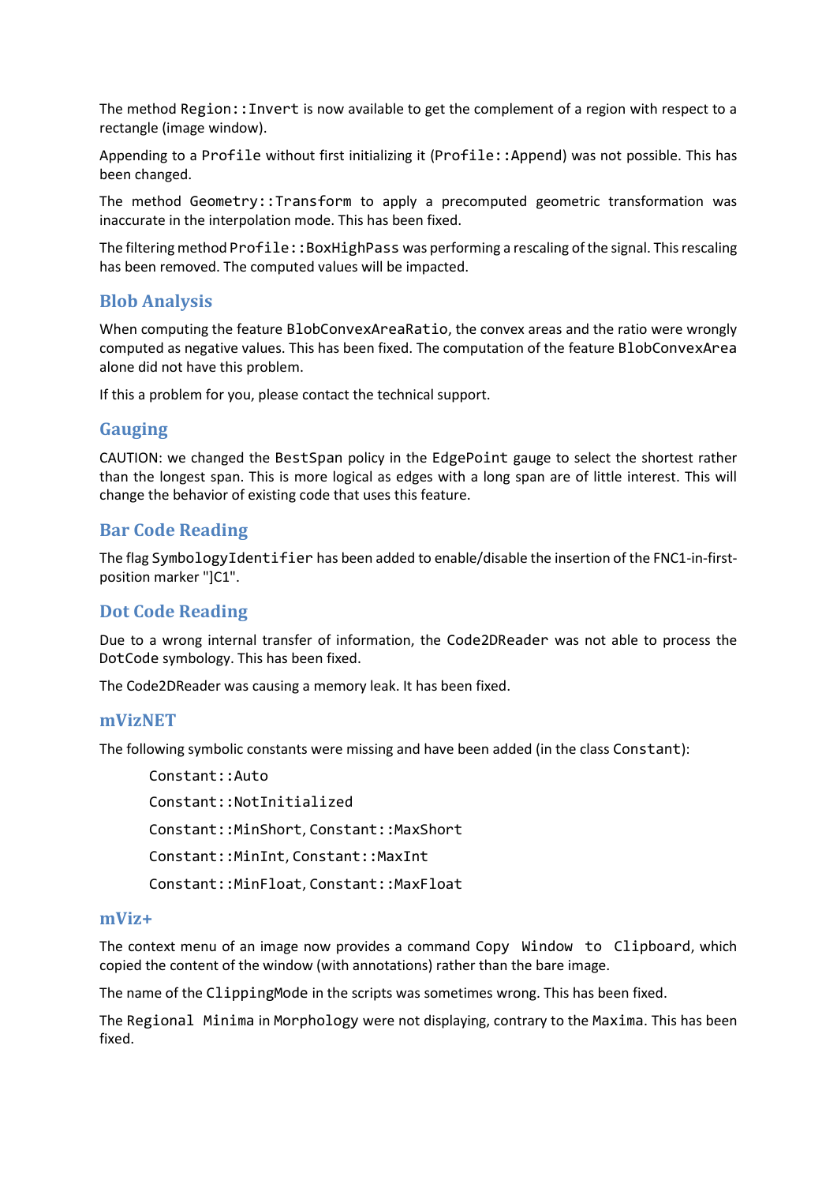The method `Region::Invert` is now available to get the complement of a region with respect to a rectangle (image window).

Appending to a `Profile` without first initializing it (`Profile::Append`) was not possible. This has been changed.

The method `Geometry::Transform` to apply a precomputed geometric transformation was inaccurate in the interpolation mode. This has been fixed.

The filtering method `Profile::BoxHighPass` was performing a rescaling of the signal. This rescaling has been removed. The computed values will be impacted.

## Blob Analysis

When computing the feature `BlobConvexAreaRatio`, the convex areas and the ratio were wrongly computed as negative values. This has been fixed. The computation of the feature `BlobConvexArea` alone did not have this problem.

If this a problem for you, please contact the technical support.

## Gauging

CAUTION: we changed the `BestSpan` policy in the `EdgePoint` gauge to select the shortest rather than the longest span. This is more logical as edges with a long span are of little interest. This will change the behavior of existing code that uses this feature.

## Bar Code Reading

The flag `SymbologyIdentifier` has been added to enable/disable the insertion of the FNC1-in-first-position marker "]C1".

## Dot Code Reading

Due to a wrong internal transfer of information, the `Code2DReader` was not able to process the `DotCode` symbology. This has been fixed.

The Code2DReader was causing a memory leak. It has been fixed.

## mVizNET

The following symbolic constants were missing and have been added (in the class `Constant`):

- `Constant::Auto`
- `Constant::NotInitialized`
- `Constant::MinShort`, `Constant::MaxShort`
- `Constant::MinInt`, `Constant::MaxInt`
- `Constant::MinFloat`, `Constant::MaxFloat`

## mViz+

The context menu of an image now provides a command `Copy Window to Clipboard`, which copied the content of the window (with annotations) rather than the bare image.

The name of the `ClippingMode` in the scripts was sometimes wrong. This has been fixed.

The `Regional Minima` in `Morphology` were not displaying, contrary to the `Maxima`. This has been fixed.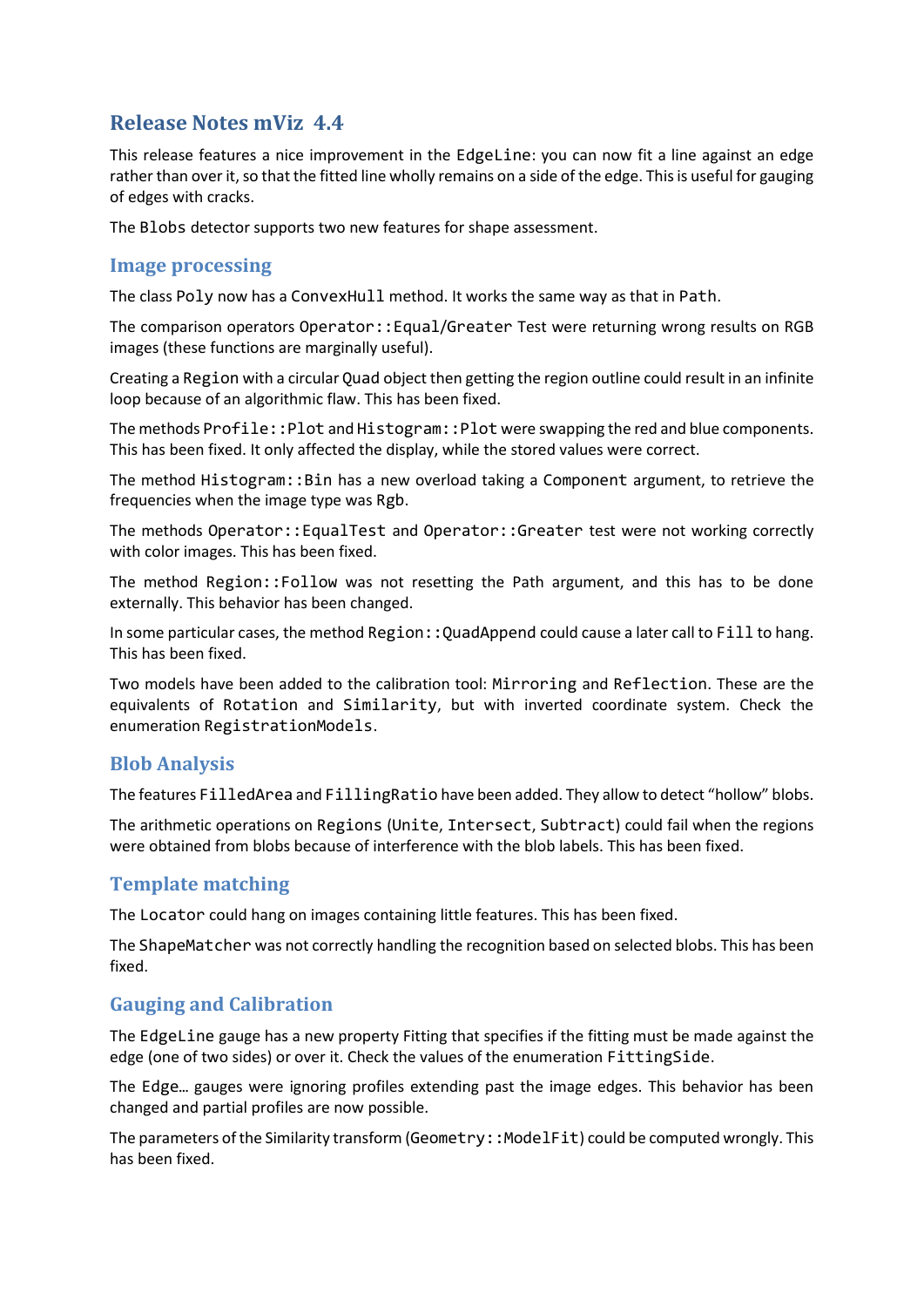# Release Notes mViz 4.4

This release features a nice improvement in the EdgeLine: you can now fit a line against an edge rather than over it, so that the fitted line wholly remains on a side of the edge. This is useful for gauging of edges with cracks.

The Blobs detector supports two new features for shape assessment.

## Image processing

The class Poly now has a ConvexHull method. It works the same way as that in Path.

The comparison operators Operator::Equal/Greater Test were returning wrong results on RGB images (these functions are marginally useful).

Creating a Region with a circular Quad object then getting the region outline could result in an infinite loop because of an algorithmic flaw. This has been fixed.

The methods Profile::Plot and Histogram::Plot were swapping the red and blue components. This has been fixed. It only affected the display, while the stored values were correct.

The method Histogram::Bin has a new overload taking a Component argument, to retrieve the frequencies when the image type was Rgb.

The methods Operator::EqualTest and Operator::Greater test were not working correctly with color images. This has been fixed.

The method Region::Follow was not resetting the Path argument, and this has to be done externally. This behavior has been changed.

In some particular cases, the method Region::QuadAppend could cause a later call to Fill to hang. This has been fixed.

Two models have been added to the calibration tool: Mirroring and Reflection. These are the equivalents of Rotation and Similarity, but with inverted coordinate system. Check the enumeration RegistrationModels.

## Blob Analysis

The features FilledArea and FillingRatio have been added. They allow to detect "hollow" blobs.

The arithmetic operations on Regions (Unite, Intersect, Subtract) could fail when the regions were obtained from blobs because of interference with the blob labels. This has been fixed.

## Template matching

The Locator could hang on images containing little features. This has been fixed.

The ShapeMatcher was not correctly handling the recognition based on selected blobs. This has been fixed.

## Gauging and Calibration

The EdgeLine gauge has a new property Fitting that specifies if the fitting must be made against the edge (one of two sides) or over it. Check the values of the enumeration FittingSide.

The Edge… gauges were ignoring profiles extending past the image edges. This behavior has been changed and partial profiles are now possible.

The parameters of the Similarity transform (Geometry::ModelFit) could be computed wrongly. This has been fixed.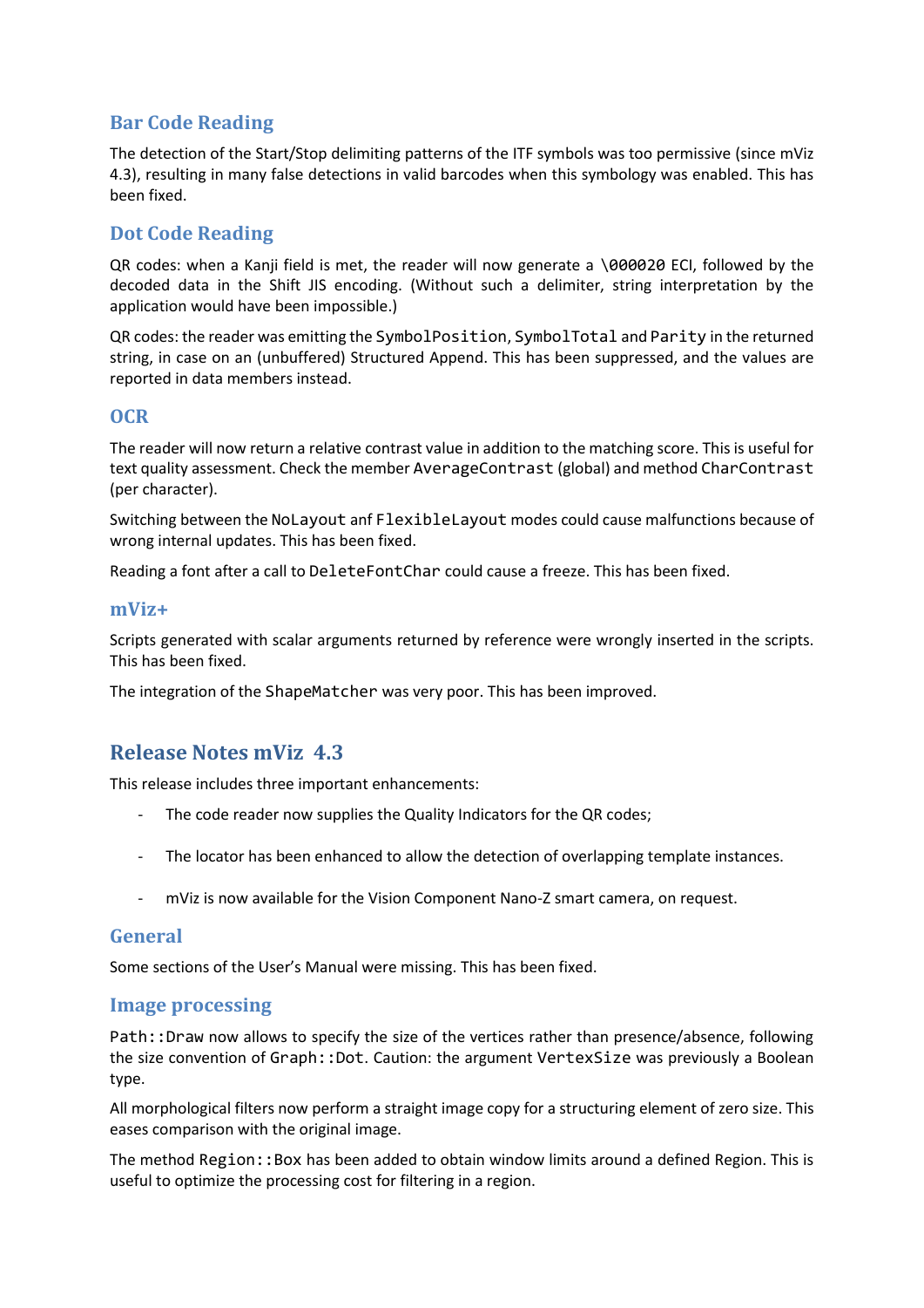## Bar Code Reading

The detection of the Start/Stop delimiting patterns of the ITF symbols was too permissive (since mViz 4.3), resulting in many false detections in valid barcodes when this symbology was enabled. This has been fixed.

## Dot Code Reading

QR codes: when a Kanji field is met, the reader will now generate a `\000020` ECI, followed by the decoded data in the Shift JIS encoding. (Without such a delimiter, string interpretation by the application would have been impossible.)

QR codes: the reader was emitting the `SymbolPosition`, `SymbolTotal` and `Parity` in the returned string, in case on an (unbuffered) Structured Append. This has been suppressed, and the values are reported in data members instead.

## OCR

The reader will now return a relative contrast value in addition to the matching score. This is useful for text quality assessment. Check the member `AverageContrast` (global) and method `CharContrast` (per character).

Switching between the `NoLayout` anf `FlexibleLayout` modes could cause malfunctions because of wrong internal updates. This has been fixed.

Reading a font after a call to `DeleteFontChar` could cause a freeze. This has been fixed.

## mViz+

Scripts generated with scalar arguments returned by reference were wrongly inserted in the scripts. This has been fixed.

The integration of the `ShapeMatcher` was very poor. This has been improved.

# Release Notes mViz 4.3

This release includes three important enhancements:

- The code reader now supplies the Quality Indicators for the QR codes;
- The locator has been enhanced to allow the detection of overlapping template instances.
- mViz is now available for the Vision Component Nano-Z smart camera, on request.

## General

Some sections of the User's Manual were missing. This has been fixed.

## Image processing

`Path::Draw` now allows to specify the size of the vertices rather than presence/absence, following the size convention of `Graph::Dot`. Caution: the argument `VertexSize` was previously a Boolean type.

All morphological filters now perform a straight image copy for a structuring element of zero size. This eases comparison with the original image.

The method `Region::Box` has been added to obtain window limits around a defined Region. This is useful to optimize the processing cost for filtering in a region.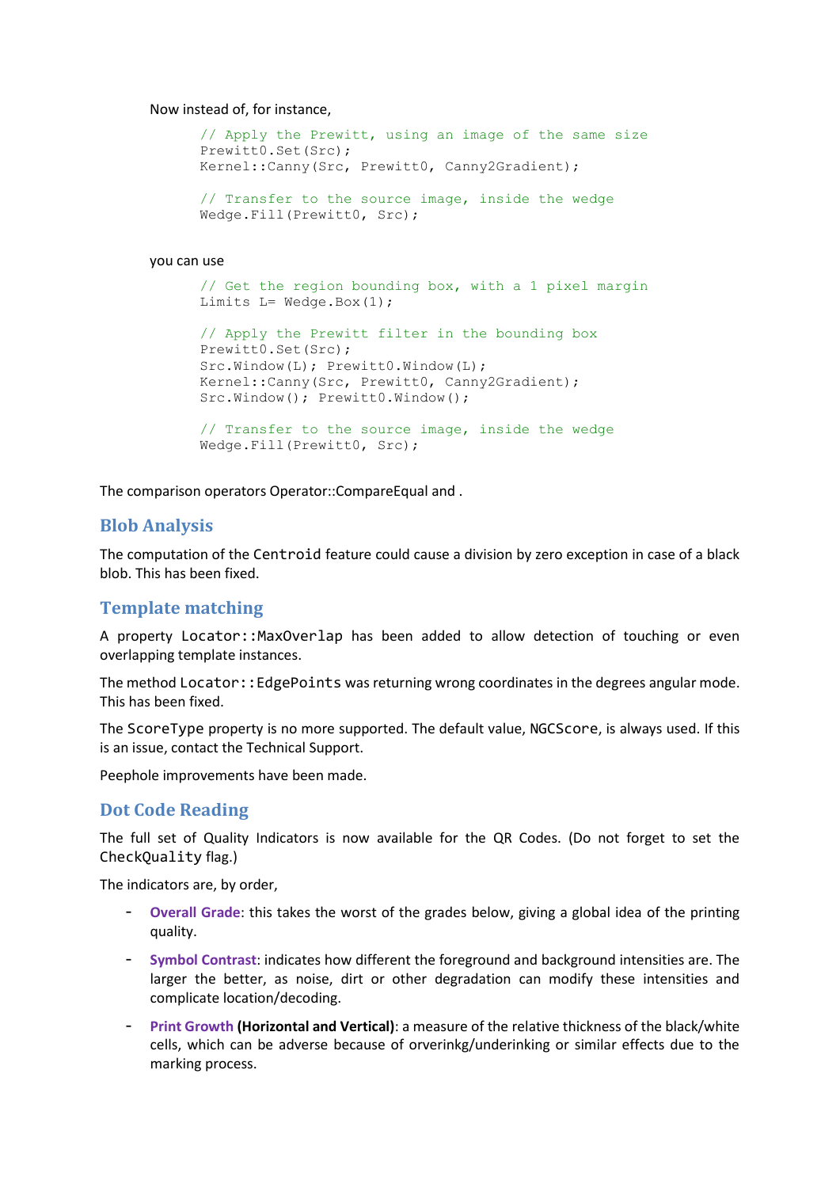Now instead of, for instance,

```
// Apply the Prewitt, using an image of the same size
Prewitt0.Set(Src);
Kernel::Canny(Src, Prewitt0, Canny2Gradient);

// Transfer to the source image, inside the wedge
Wedge.Fill(Prewitt0, Src);
```

you can use

```
// Get the region bounding box, with a 1 pixel margin
Limits L= Wedge.Box(1);

// Apply the Prewitt filter in the bounding box
Prewitt0.Set(Src);
Src.Window(L); Prewitt0.Window(L);
Kernel::Canny(Src, Prewitt0, Canny2Gradient);
Src.Window(); Prewitt0.Window();

// Transfer to the source image, inside the wedge
Wedge.Fill(Prewitt0, Src);
```

The comparison operators Operator::CompareEqual and .

## Blob Analysis

The computation of the `Centroid` feature could cause a division by zero exception in case of a black blob. This has been fixed.

## Template matching

A property `Locator::MaxOverlap` has been added to allow detection of touching or even overlapping template instances.

The method `Locator::EdgePoints` was returning wrong coordinates in the degrees angular mode. This has been fixed.

The `ScoreType` property is no more supported. The default value, `NGCScore`, is always used. If this is an issue, contact the Technical Support.

Peephole improvements have been made.

## Dot Code Reading

The full set of Quality Indicators is now available for the QR Codes. (Do not forget to set the `CheckQuality` flag.)

The indicators are, by order,

- **Overall Grade**: this takes the worst of the grades below, giving a global idea of the printing quality.
- **Symbol Contrast**: indicates how different the foreground and background intensities are. The larger the better, as noise, dirt or other degradation can modify these intensities and complicate location/decoding.
- **Print Growth (Horizontal and Vertical)**: a measure of the relative thickness of the black/white cells, which can be adverse because of orverinkg/underinking or similar effects due to the marking process.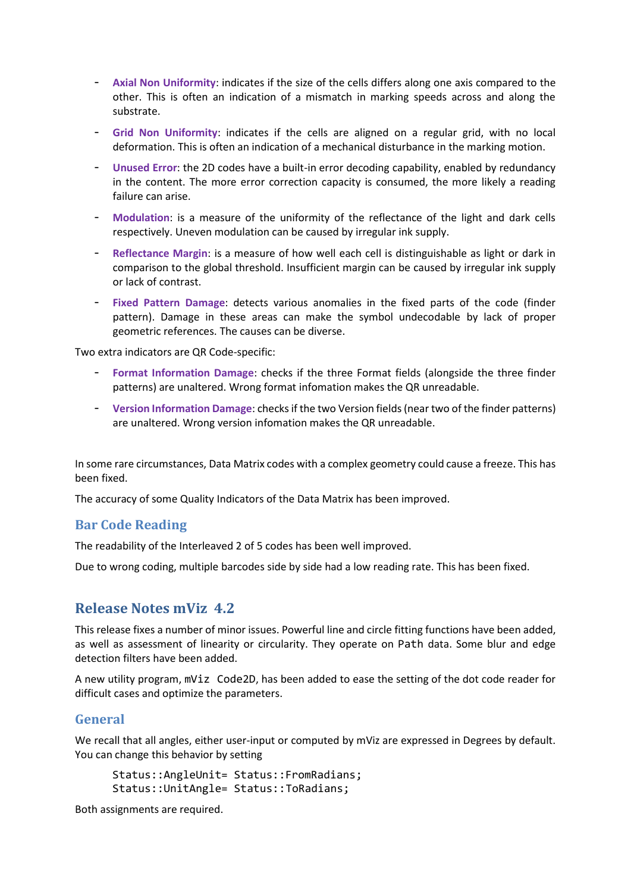- **Axial Non Uniformity**: indicates if the size of the cells differs along one axis compared to the other. This is often an indication of a mismatch in marking speeds across and along the substrate.
- **Grid Non Uniformity**: indicates if the cells are aligned on a regular grid, with no local deformation. This is often an indication of a mechanical disturbance in the marking motion.
- **Unused Error**: the 2D codes have a built-in error decoding capability, enabled by redundancy in the content. The more error correction capacity is consumed, the more likely a reading failure can arise.
- **Modulation**: is a measure of the uniformity of the reflectance of the light and dark cells respectively. Uneven modulation can be caused by irregular ink supply.
- **Reflectance Margin**: is a measure of how well each cell is distinguishable as light or dark in comparison to the global threshold. Insufficient margin can be caused by irregular ink supply or lack of contrast.
- **Fixed Pattern Damage**: detects various anomalies in the fixed parts of the code (finder pattern). Damage in these areas can make the symbol undecodable by lack of proper geometric references. The causes can be diverse.

Two extra indicators are QR Code-specific:

- **Format Information Damage**: checks if the three Format fields (alongside the three finder patterns) are unaltered. Wrong format infomation makes the QR unreadable.
- **Version Information Damage**: checks if the two Version fields (near two of the finder patterns) are unaltered. Wrong version infomation makes the QR unreadable.

In some rare circumstances, Data Matrix codes with a complex geometry could cause a freeze. This has been fixed.

The accuracy of some Quality Indicators of the Data Matrix has been improved.

### Bar Code Reading

The readability of the Interleaved 2 of 5 codes has been well improved.

Due to wrong coding, multiple barcodes side by side had a low reading rate. This has been fixed.

## Release Notes mViz 4.2

This release fixes a number of minor issues. Powerful line and circle fitting functions have been added, as well as assessment of linearity or circularity. They operate on `Path` data. Some blur and edge detection filters have been added.

A new utility program, `mViz Code2D`, has been added to ease the setting of the dot code reader for difficult cases and optimize the parameters.

### General

We recall that all angles, either user-input or computed by mViz are expressed in Degrees by default. You can change this behavior by setting

```
Status::AngleUnit= Status::FromRadians;
Status::UnitAngle= Status::ToRadians;
```

Both assignments are required.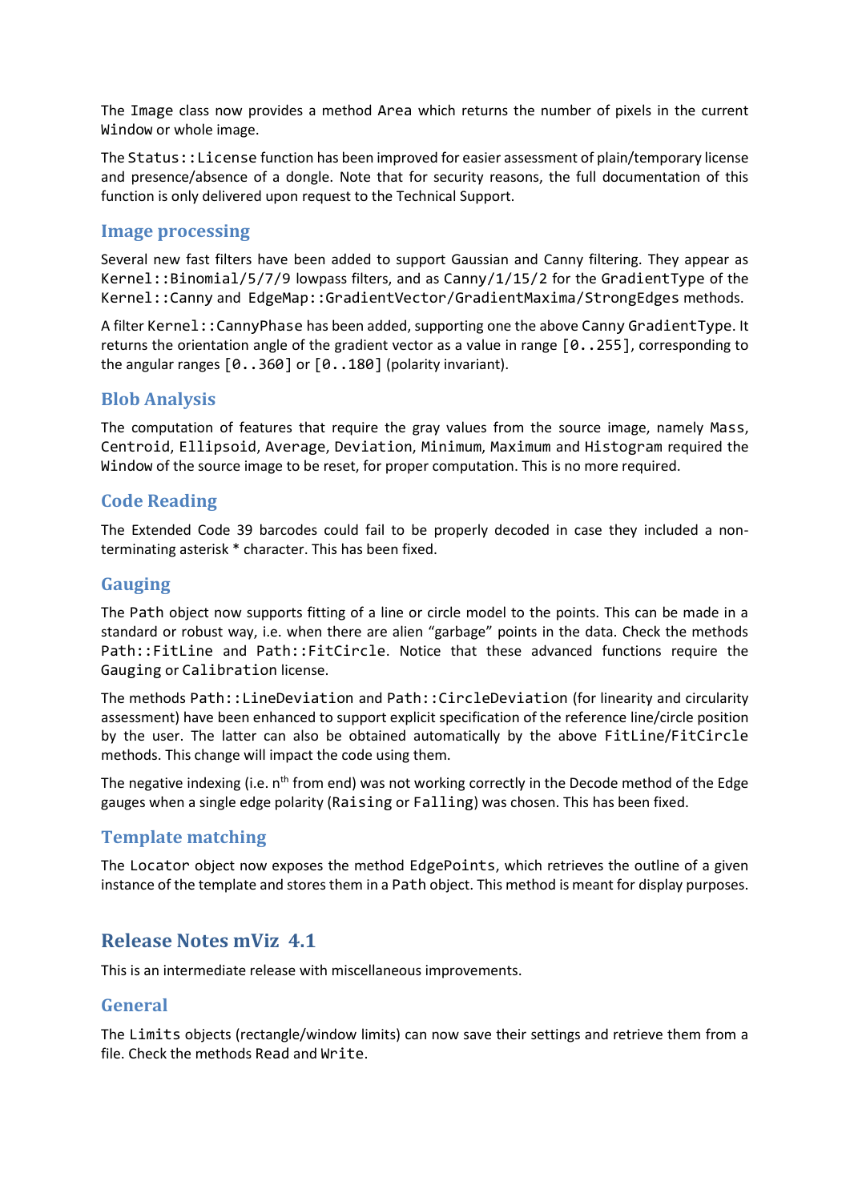The `Image` class now provides a method `Area` which returns the number of pixels in the current `Window` or whole image.

The `Status::License` function has been improved for easier assessment of plain/temporary license and presence/absence of a dongle. Note that for security reasons, the full documentation of this function is only delivered upon request to the Technical Support.

### Image processing

Several new fast filters have been added to support Gaussian and Canny filtering. They appear as `Kernel::Binomial/5/7/9` lowpass filters, and as `Canny/1/15/2` for the `GradientType` of the `Kernel::Canny` and `EdgeMap::GradientVector/GradientMaxima/StrongEdges` methods.

A filter `Kernel::CannyPhase` has been added, supporting one the above Canny `GradientType`. It returns the orientation angle of the gradient vector as a value in range `[0..255]`, corresponding to the angular ranges `[0..360]` or `[0..180]` (polarity invariant).

### Blob Analysis

The computation of features that require the gray values from the source image, namely `Mass`, `Centroid`, `Ellipsoid`, `Average`, `Deviation`, `Minimum`, `Maximum` and `Histogram` required the `Window` of the source image to be reset, for proper computation. This is no more required.

### Code Reading

The Extended Code 39 barcodes could fail to be properly decoded in case they included a non-terminating asterisk * character. This has been fixed.

### Gauging

The `Path` object now supports fitting of a line or circle model to the points. This can be made in a standard or robust way, i.e. when there are alien “garbage” points in the data. Check the methods `Path::FitLine` and `Path::FitCircle`. Notice that these advanced functions require the `Gauging` or `Calibration` license.

The methods `Path::LineDeviation` and `Path::CircleDeviation` (for linearity and circularity assessment) have been enhanced to support explicit specification of the reference line/circle position by the user. The latter can also be obtained automatically by the above `FitLine/FitCircle` methods. This change will impact the code using them.

The negative indexing (i.e. $n^{th}$ from end) was not working correctly in the Decode method of the Edge gauges when a single edge polarity (`Raising` or `Falling`) was chosen. This has been fixed.

### Template matching

The `Locator` object now exposes the method `EdgePoints`, which retrieves the outline of a given instance of the template and stores them in a `Path` object. This method is meant for display purposes.

## Release Notes mViz 4.1

This is an intermediate release with miscellaneous improvements.

### General

The `Limits` objects (rectangle/window limits) can now save their settings and retrieve them from a file. Check the methods `Read` and `Write`.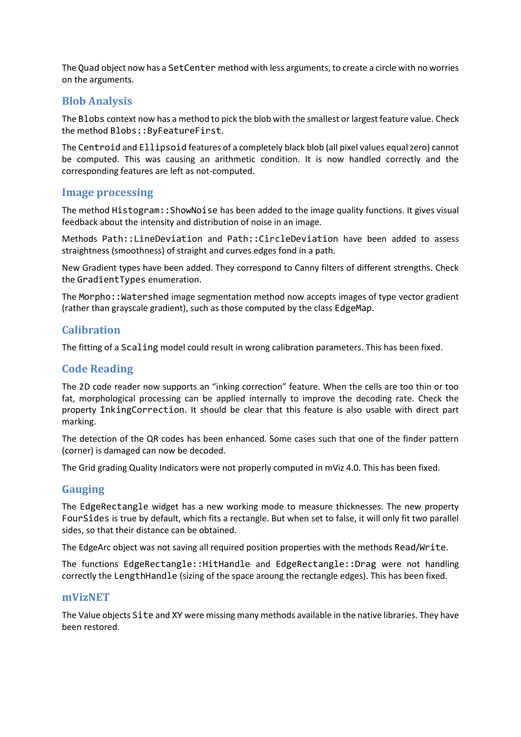The Quad object now has a SetCenter method with less arguments, to create a circle with no worries on the arguments.

## Blob Analysis

The Blobs context now has a method to pick the blob with the smallest or largest feature value. Check the method Blobs::ByFeatureFirst.

The Centroid and Ellipsoid features of a completely black blob (all pixel values equal zero) cannot be computed. This was causing an arithmetic condition. It is now handled correctly and the corresponding features are left as not-computed.

## Image processing

The method Histogram::ShowNoise has been added to the image quality functions. It gives visual feedback about the intensity and distribution of noise in an image.

Methods Path::LineDeviation and Path::CircleDeviation have been added to assess straightness (smoothness) of straight and curves edges fond in a path.

New Gradient types have been added. They correspond to Canny filters of different strengths. Check the GradientTypes enumeration.

The Morpho::Watershed image segmentation method now accepts images of type vector gradient (rather than grayscale gradient), such as those computed by the class EdgeMap.

## Calibration

The fitting of a Scaling model could result in wrong calibration parameters. This has been fixed.

## Code Reading

The 2D code reader now supports an "inking correction" feature. When the cells are too thin or too fat, morphological processing can be applied internally to improve the decoding rate. Check the property InkingCorrection. It should be clear that this feature is also usable with direct part marking.

The detection of the QR codes has been enhanced. Some cases such that one of the finder pattern (corner) is damaged can now be decoded.

The Grid grading Quality Indicators were not properly computed in mViz 4.0. This has been fixed.

## Gauging

The EdgeRectangle widget has a new working mode to measure thicknesses. The new property FourSides is true by default, which fits a rectangle. But when set to false, it will only fit two parallel sides, so that their distance can be obtained.

The EdgeArc object was not saving all required position properties with the methods Read/Write.

The functions EdgeRectangle::HitHandle and EdgeRectangle::Drag were not handling correctly the LengthHandle (sizing of the space aroung the rectangle edges). This has been fixed.

## mVizNET

The Value objects Site and XY were missing many methods available in the native libraries. They have been restored.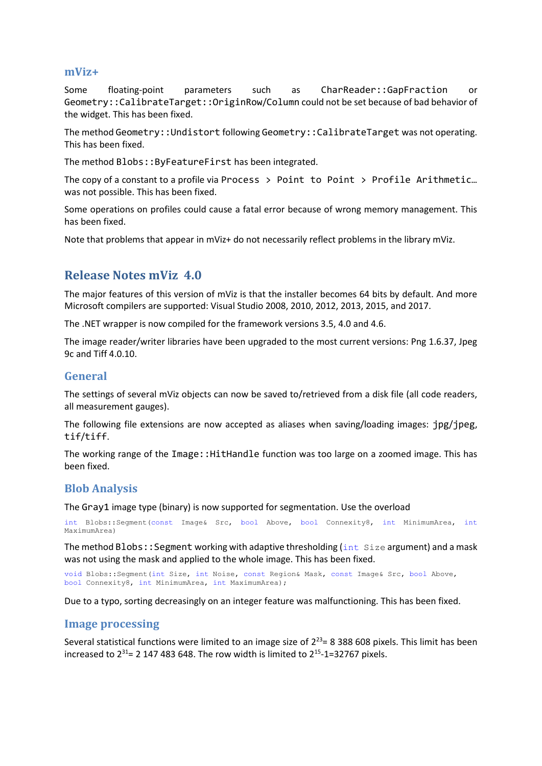### mViz+

Some floating-point parameters such as `CharReader::GapFraction` or `Geometry::CalibrateTarget::OriginRow/Column` could not be set because of bad behavior of the widget. This has been fixed.

The method `Geometry::Undistort` following `Geometry::CalibrateTarget` was not operating. This has been fixed.

The method `Blobs::ByFeatureFirst` has been integrated.

The copy of a constant to a profile via `Process > Point to Point > Profile Arithmetic…` was not possible. This has been fixed.

Some operations on profiles could cause a fatal error because of wrong memory management. This has been fixed.

Note that problems that appear in mViz+ do not necessarily reflect problems in the library mViz.

## Release Notes mViz 4.0

The major features of this version of mViz is that the installer becomes 64 bits by default. And more Microsoft compilers are supported: Visual Studio 2008, 2010, 2012, 2013, 2015, and 2017.

The .NET wrapper is now compiled for the framework versions 3.5, 4.0 and 4.6.

The image reader/writer libraries have been upgraded to the most current versions: Png 1.6.37, Jpeg 9c and Tiff 4.0.10.

### General

The settings of several mViz objects can now be saved to/retrieved from a disk file (all code readers, all measurement gauges).

The following file extensions are now accepted as aliases when saving/loading images: `jpg/jpeg`, `tif/tiff`.

The working range of the `Image::HitHandle` function was too large on a zoomed image. This has been fixed.

### Blob Analysis

The `Gray1` image type (binary) is now supported for segmentation. Use the overload

```
int Blobs::Segment(const Image& Src, bool Above, bool Connexity8, int MinimumArea, int MaximumArea)
```

The method `Blobs::Segment` working with adaptive thresholding (`int Size` argument) and a mask was not using the mask and applied to the whole image. This has been fixed.

```
void Blobs::Segment(int Size, int Noise, const Region& Mask, const Image& Src, bool Above,
bool Connexity8, int MinimumArea, int MaximumArea);
```

Due to a typo, sorting decreasingly on an integer feature was malfunctioning. This has been fixed.

### Image processing

Several statistical functions were limited to an image size of $2^{23}$= 8 388 608 pixels. This limit has been increased to $2^{31}$= 2 147 483 648. The row width is limited to $2^{15}$-1=32767 pixels.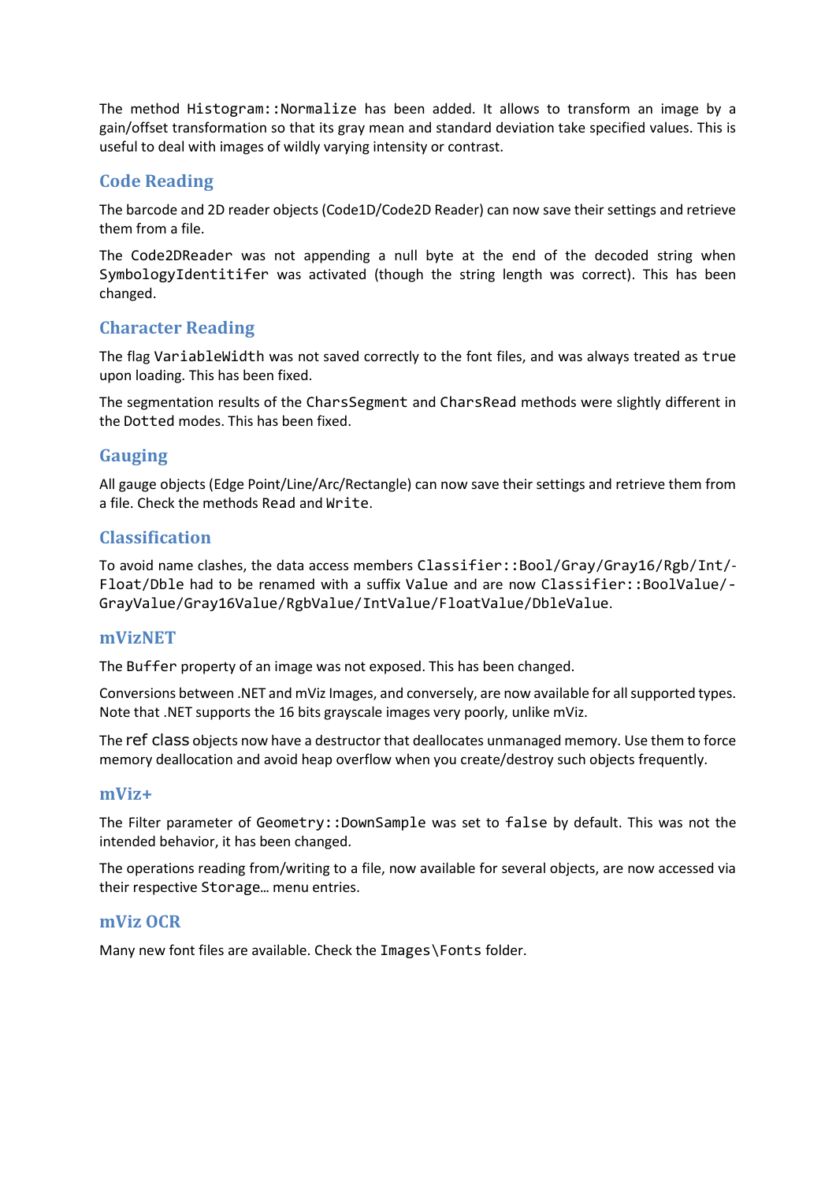The method `Histogram::Normalize` has been added. It allows to transform an image by a gain/offset transformation so that its gray mean and standard deviation take specified values. This is useful to deal with images of wildly varying intensity or contrast.

## Code Reading

The barcode and 2D reader objects (Code1D/Code2D Reader) can now save their settings and retrieve them from a file.

The `Code2DReader` was not appending a null byte at the end of the decoded string when `SymbologyIdentitifer` was activated (though the string length was correct). This has been changed.

## Character Reading

The flag `VariableWidth` was not saved correctly to the font files, and was always treated as `true` upon loading. This has been fixed.

The segmentation results of the `CharsSegment` and `CharsRead` methods were slightly different in the `Dotted` modes. This has been fixed.

## Gauging

All gauge objects (Edge Point/Line/Arc/Rectangle) can now save their settings and retrieve them from a file. Check the methods `Read` and `Write`.

## Classification

To avoid name clashes, the data access members `Classifier::Bool/Gray/Gray16/Rgb/Int/-Float/Dble` had to be renamed with a suffix `Value` and are now `Classifier::BoolValue/-GrayValue/Gray16Value/RgbValue/IntValue/FloatValue/DbleValue`.

## mVizNET

The `Buffer` property of an image was not exposed. This has been changed.

Conversions between .NET and mViz Images, and conversely, are now available for all supported types. Note that .NET supports the 16 bits grayscale images very poorly, unlike mViz.

The `ref class` objects now have a destructor that deallocates unmanaged memory. Use them to force memory deallocation and avoid heap overflow when you create/destroy such objects frequently.

## mViz+

The Filter parameter of `Geometry::DownSample` was set to `false` by default. This was not the intended behavior, it has been changed.

The operations reading from/writing to a file, now available for several objects, are now accessed via their respective `Storage`… menu entries.

## mViz OCR

Many new font files are available. Check the `Images\Fonts` folder.